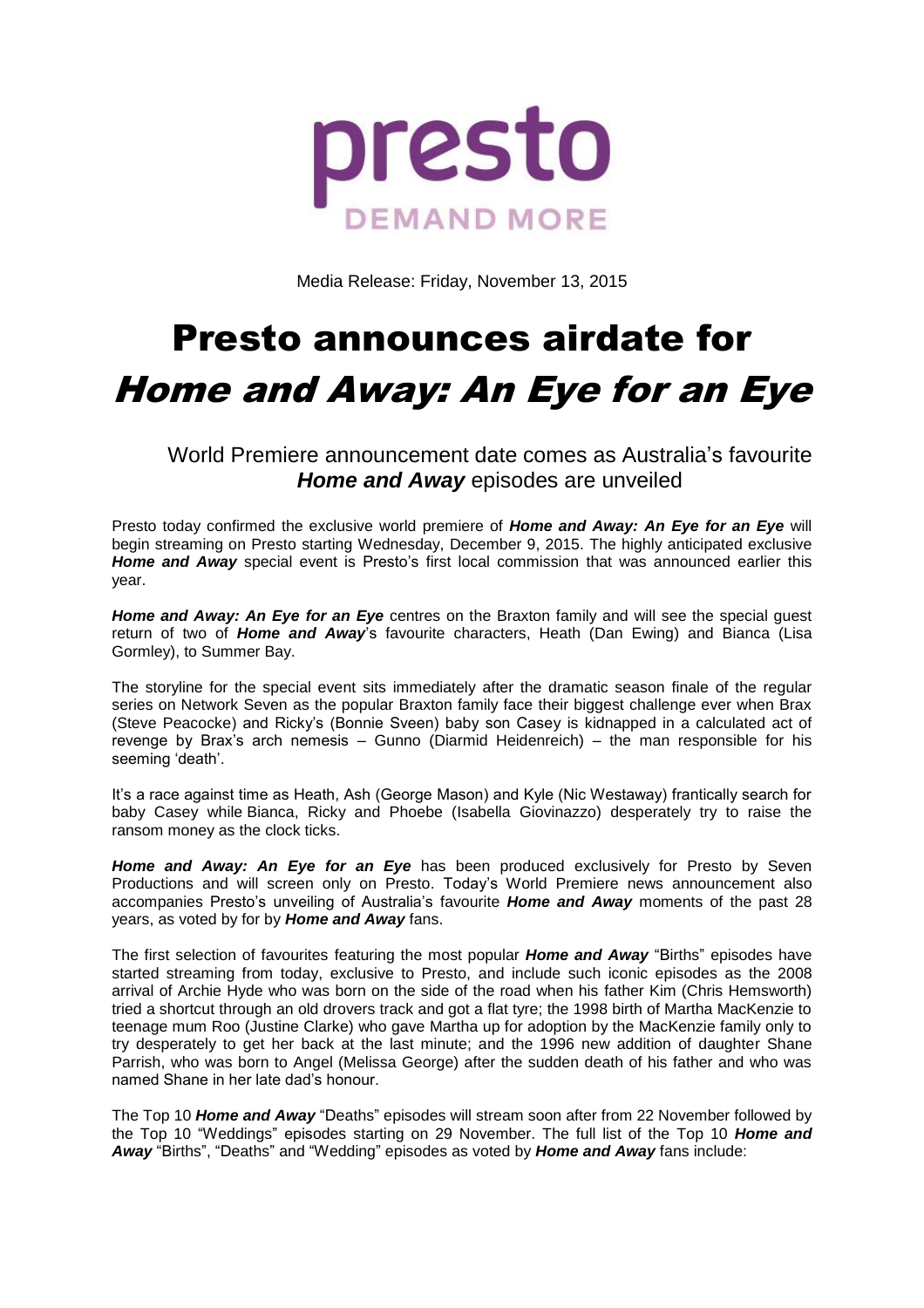presto
DEMAND MORE

Media Release: Friday, November 13, 2015

# Presto announces airdate for *Home and Away: An Eye for an Eye*

## World Premiere announcement date comes as Australia's favourite ***Home and Away*** episodes are unveiled

Presto today confirmed the exclusive world premiere of ***Home and Away: An Eye for an Eye*** will begin streaming on Presto starting Wednesday, December 9, 2015. The highly anticipated exclusive ***Home and Away*** special event is Presto's first local commission that was announced earlier this year.

***Home and Away: An Eye for an Eye*** centres on the Braxton family and will see the special guest return of two of ***Home and Away***'s favourite characters, Heath (Dan Ewing) and Bianca (Lisa Gormley), to Summer Bay.

The storyline for the special event sits immediately after the dramatic season finale of the regular series on Network Seven as the popular Braxton family face their biggest challenge ever when Brax (Steve Peacocke) and Ricky's (Bonnie Sveen) baby son Casey is kidnapped in a calculated act of revenge by Brax's arch nemesis – Gunno (Diarmid Heidenreich) – the man responsible for his seeming 'death'.

It's a race against time as Heath, Ash (George Mason) and Kyle (Nic Westaway) frantically search for baby Casey while Bianca, Ricky and Phoebe (Isabella Giovinazzo) desperately try to raise the ransom money as the clock ticks.

***Home and Away: An Eye for an Eye*** has been produced exclusively for Presto by Seven Productions and will screen only on Presto. Today's World Premiere news announcement also accompanies Presto's unveiling of Australia's favourite ***Home and Away*** moments of the past 28 years, as voted by for by ***Home and Away*** fans.

The first selection of favourites featuring the most popular ***Home and Away*** "Births" episodes have started streaming from today, exclusive to Presto, and include such iconic episodes as the 2008 arrival of Archie Hyde who was born on the side of the road when his father Kim (Chris Hemsworth) tried a shortcut through an old drovers track and got a flat tyre; the 1998 birth of Martha MacKenzie to teenage mum Roo (Justine Clarke) who gave Martha up for adoption by the MacKenzie family only to try desperately to get her back at the last minute; and the 1996 new addition of daughter Shane Parrish, who was born to Angel (Melissa George) after the sudden death of his father and who was named Shane in her late dad's honour.

The Top 10 ***Home and Away*** "Deaths" episodes will stream soon after from 22 November followed by the Top 10 "Weddings" episodes starting on 29 November. The full list of the Top 10 ***Home and Away*** "Births", "Deaths" and "Wedding" episodes as voted by ***Home and Away*** fans include: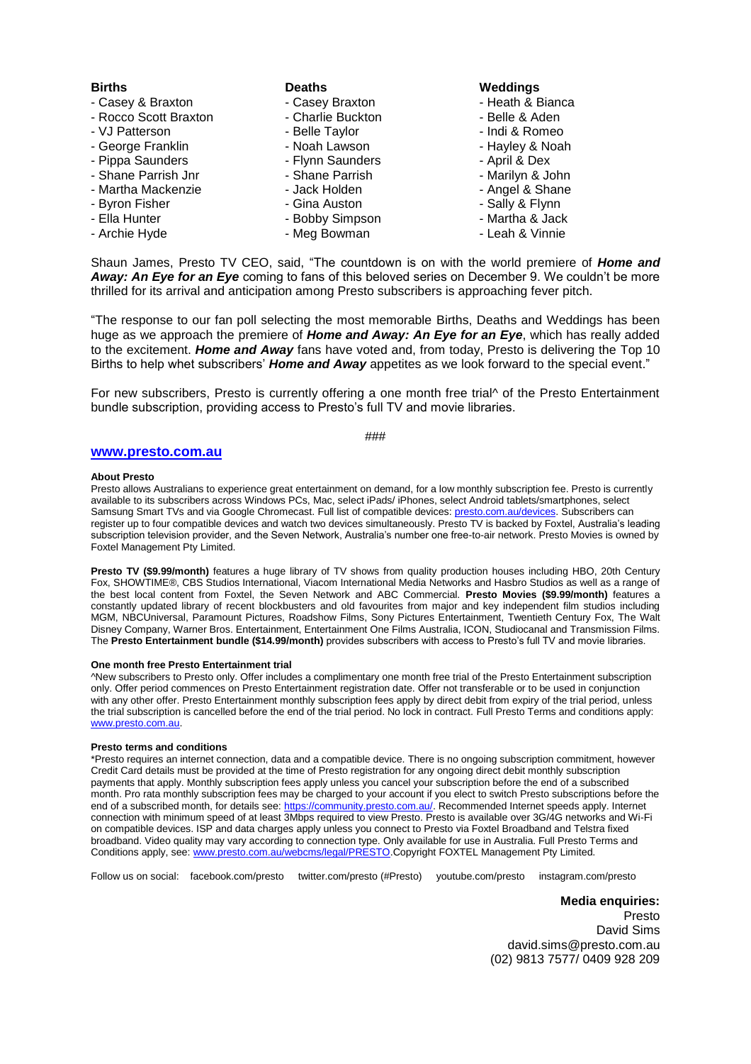**Births**
- Casey & Braxton
- Rocco Scott Braxton
- VJ Patterson
- George Franklin
- Pippa Saunders
- Shane Parrish Jnr
- Martha Mackenzie
- Byron Fisher
- Ella Hunter
- Archie Hyde

**Deaths**
- Casey Braxton
- Charlie Buckton
- Belle Taylor
- Noah Lawson
- Flynn Saunders
- Shane Parrish
- Jack Holden
- Gina Auston
- Bobby Simpson
- Meg Bowman

**Weddings**
- Heath & Bianca
- Belle & Aden
- Indi & Romeo
- Hayley & Noah
- April & Dex
- Marilyn & John
- Angel & Shane
- Sally & Flynn
- Martha & Jack
- Leah & Vinnie

Shaun James, Presto TV CEO, said, "The countdown is on with the world premiere of ***Home and Away: An Eye for an Eye*** coming to fans of this beloved series on December 9. We couldn't be more thrilled for its arrival and anticipation among Presto subscribers is approaching fever pitch.

"The response to our fan poll selecting the most memorable Births, Deaths and Weddings has been huge as we approach the premiere of ***Home and Away: An Eye for an Eye***, which has really added to the excitement. ***Home and Away*** fans have voted and, from today, Presto is delivering the Top 10 Births to help whet subscribers' ***Home and Away*** appetites as we look forward to the special event."

For new subscribers, Presto is currently offering a one month free trial^ of the Presto Entertainment bundle subscription, providing access to Presto's full TV and movie libraries.

###

**www.presto.com.au**

**About Presto**

Presto allows Australians to experience great entertainment on demand, for a low monthly subscription fee. Presto is currently available to its subscribers across Windows PCs, Mac, select iPads/ iPhones, select Android tablets/smartphones, select Samsung Smart TVs and via Google Chromecast. Full list of compatible devices: presto.com.au/devices. Subscribers can register up to four compatible devices and watch two devices simultaneously. Presto TV is backed by Foxtel, Australia's leading subscription television provider, and the Seven Network, Australia's number one free-to-air network. Presto Movies is owned by Foxtel Management Pty Limited.

**Presto TV ($9.99/month)** features a huge library of TV shows from quality production houses including HBO, 20th Century Fox, SHOWTIME®, CBS Studios International, Viacom International Media Networks and Hasbro Studios as well as a range of the best local content from Foxtel, the Seven Network and ABC Commercial. **Presto Movies ($9.99/month)** features a constantly updated library of recent blockbusters and old favourites from major and key independent film studios including MGM, NBCUniversal, Paramount Pictures, Roadshow Films, Sony Pictures Entertainment, Twentieth Century Fox, The Walt Disney Company, Warner Bros. Entertainment, Entertainment One Films Australia, ICON, Studiocanal and Transmission Films. The **Presto Entertainment bundle ($14.99/month)** provides subscribers with access to Presto's full TV and movie libraries.

**One month free Presto Entertainment trial**

^New subscribers to Presto only. Offer includes a complimentary one month free trial of the Presto Entertainment subscription only. Offer period commences on Presto Entertainment registration date. Offer not transferable or to be used in conjunction with any other offer. Presto Entertainment monthly subscription fees apply by direct debit from expiry of the trial period, unless the trial subscription is cancelled before the end of the trial period. No lock in contract. Full Presto Terms and conditions apply: www.presto.com.au.

**Presto terms and conditions**

*Presto requires an internet connection, data and a compatible device. There is no ongoing subscription commitment, however Credit Card details must be provided at the time of Presto registration for any ongoing direct debit monthly subscription payments that apply. Monthly subscription fees apply unless you cancel your subscription before the end of a subscribed month. Pro rata monthly subscription fees may be charged to your account if you elect to switch Presto subscriptions before the end of a subscribed month, for details see: https://community.presto.com.au/. Recommended Internet speeds apply. Internet connection with minimum speed of at least 3Mbps required to view Presto. Presto is available over 3G/4G networks and Wi-Fi on compatible devices. ISP and data charges apply unless you connect to Presto via Foxtel Broadband and Telstra fixed broadband. Video quality may vary according to connection type. Only available for use in Australia. Full Presto Terms and Conditions apply, see: www.presto.com.au/webcms/legal/PRESTO.Copyright FOXTEL Management Pty Limited.

Follow us on social: facebook.com/presto twitter.com/presto (#Presto) youtube.com/presto instagram.com/presto

**Media enquiries:**
Presto
David Sims
david.sims@presto.com.au
(02) 9813 7577/ 0409 928 209